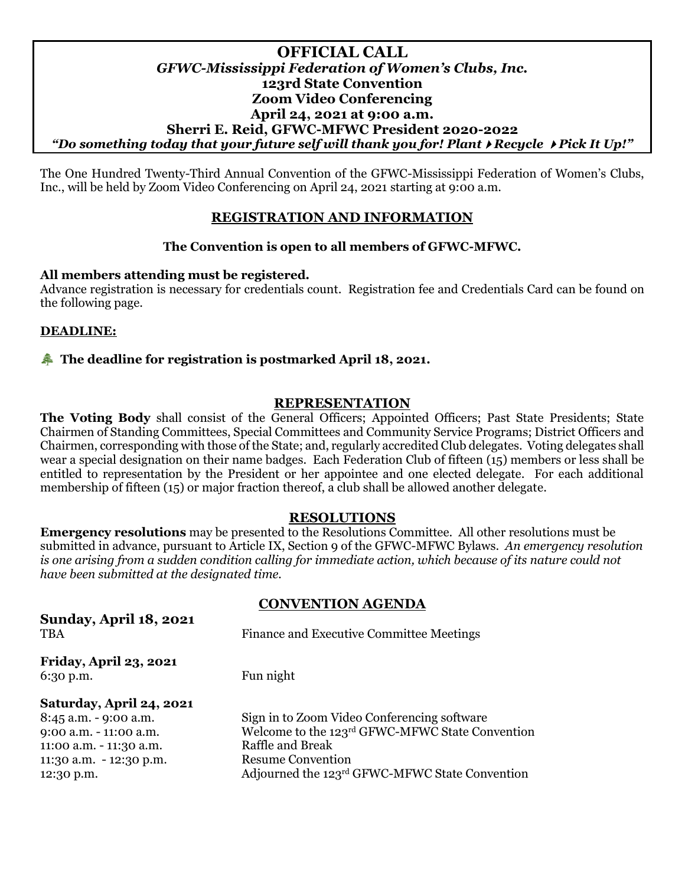# OFFICIAL CALL

***GFWC-Mississippi Federation of Women's Clubs, Inc.***

**123rd State Convention**

**Zoom Video Conferencing**

**April 24, 2021 at 9:00 a.m.**

**Sherri E. Reid, GFWC-MFWC President 2020-2022**

***"Do something today that your future self will thank you for! Plant ▸ Recycle ▸ Pick It Up!"***

The One Hundred Twenty-Third Annual Convention of the GFWC-Mississippi Federation of Women's Clubs, Inc., will be held by Zoom Video Conferencing on April 24, 2021 starting at 9:00 a.m.

## REGISTRATION AND INFORMATION

**The Convention is open to all members of GFWC-MFWC.**

**All members attending must be registered.**
Advance registration is necessary for credentials count. Registration fee and Credentials Card can be found on the following page.

**DEADLINE:**

🌲 **The deadline for registration is postmarked April 18, 2021.**

## REPRESENTATION

**The Voting Body** shall consist of the General Officers; Appointed Officers; Past State Presidents; State Chairmen of Standing Committees, Special Committees and Community Service Programs; District Officers and Chairmen, corresponding with those of the State; and, regularly accredited Club delegates. Voting delegates shall wear a special designation on their name badges. Each Federation Club of fifteen (15) members or less shall be entitled to representation by the President or her appointee and one elected delegate. For each additional membership of fifteen (15) or major fraction thereof, a club shall be allowed another delegate.

## RESOLUTIONS

**Emergency resolutions** may be presented to the Resolutions Committee. All other resolutions must be submitted in advance, pursuant to Article IX, Section 9 of the GFWC-MFWC Bylaws. *An emergency resolution is one arising from a sudden condition calling for immediate action, which because of its nature could not have been submitted at the designated time.*

## CONVENTION AGENDA

**Sunday, April 18, 2021**

| | |
|---|---|
| TBA | Finance and Executive Committee Meetings |

**Friday, April 23, 2021**

| | |
|---|---|
| 6:30 p.m. | Fun night |

**Saturday, April 24, 2021**

| | |
|---|---|
| 8:45 a.m. - 9:00 a.m. | Sign in to Zoom Video Conferencing software |
| 9:00 a.m. - 11:00 a.m. | Welcome to the 123rd GFWC-MFWC State Convention |
| 11:00 a.m. - 11:30 a.m. | Raffle and Break |
| 11:30 a.m. - 12:30 p.m. | Resume Convention |
| 12:30 p.m. | Adjourned the 123rd GFWC-MFWC State Convention |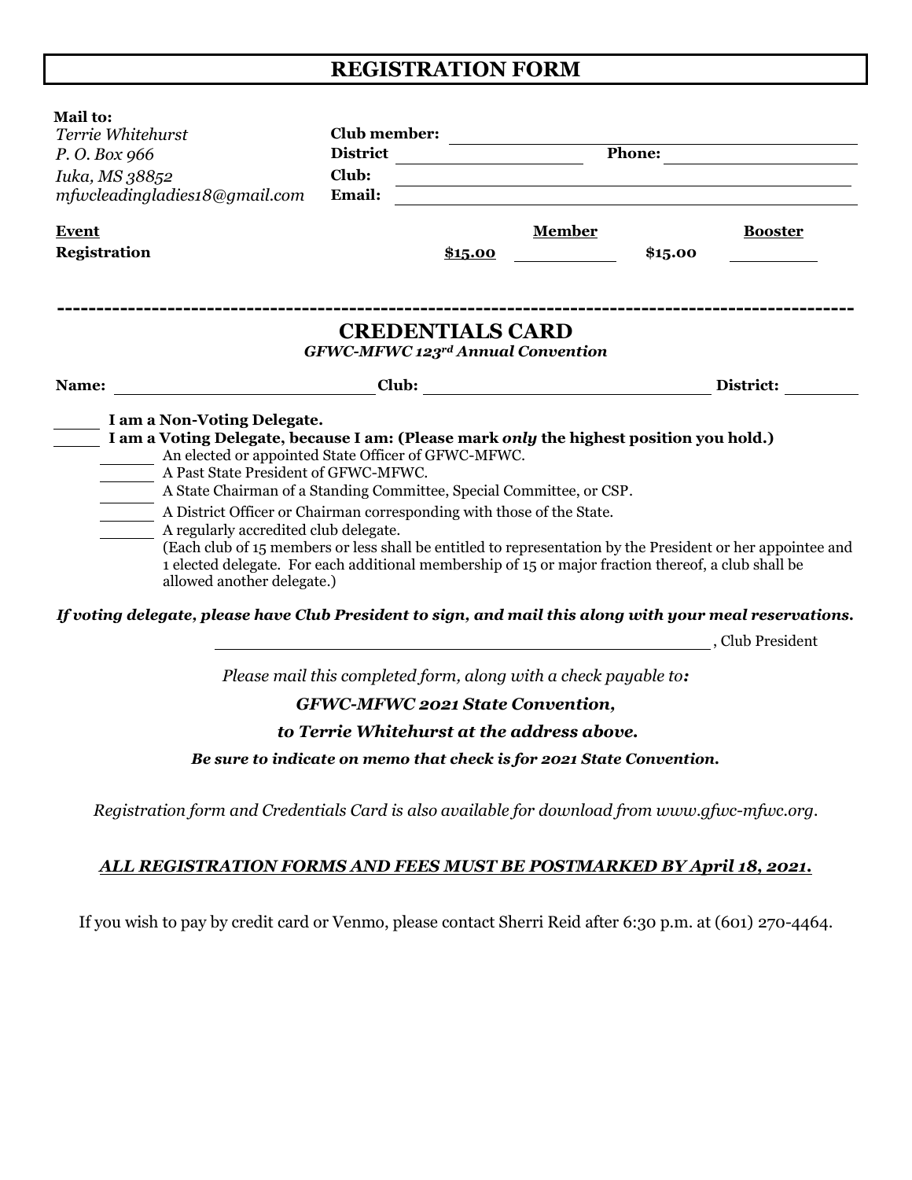# REGISTRATION FORM

**Mail to:**
*Terrie Whitehurst*
*P. O. Box 966*
*Iuka, MS 38852*
*mfwcleadingladies18@gmail.com*

**Club member:** ____________________
**District** ____________ **Phone:** ____________
**Club:** ____________________
**Email:** ____________________

| **Event** | | **Member** | | **Booster** |
|---|---|---|---|---|
| **Registration** | **$15.00** | ________ | **$15.00** | ________ |

---

## CREDENTIALS CARD

***GFWC-MFWC 123rd Annual Convention***

**Name:** ____________ **Club:** ____________ **District:** ________

_____ **I am a Non-Voting Delegate.**

_____ **I am a Voting Delegate, because I am: (Please mark *only* the highest position you hold.)**

- _____ An elected or appointed State Officer of GFWC-MFWC.
- _____ A Past State President of GFWC-MFWC.
- _____ A State Chairman of a Standing Committee, Special Committee, or CSP.
- _____ A District Officer or Chairman corresponding with those of the State.
- _____ A regularly accredited club delegate.
  (Each club of 15 members or less shall be entitled to representation by the President or her appointee and 1 elected delegate. For each additional membership of 15 or major fraction thereof, a club shall be allowed another delegate.)

***If voting delegate, please have Club President to sign, and mail this along with your meal reservations.***

____________________, Club President

*Please mail this completed form, along with a check payable to**:***

***GFWC-MFWC 2021 State Convention,***

***to Terrie Whitehurst at the address above.***

***Be sure to indicate on memo that check is for 2021 State Convention.***

*Registration form and Credentials Card is also available for download from www.gfwc-mfwc.org.*

***ALL REGISTRATION FORMS AND FEES MUST BE POSTMARKED BY April 18, 2021.***

If you wish to pay by credit card or Venmo, please contact Sherri Reid after 6:30 p.m. at (601) 270-4464.